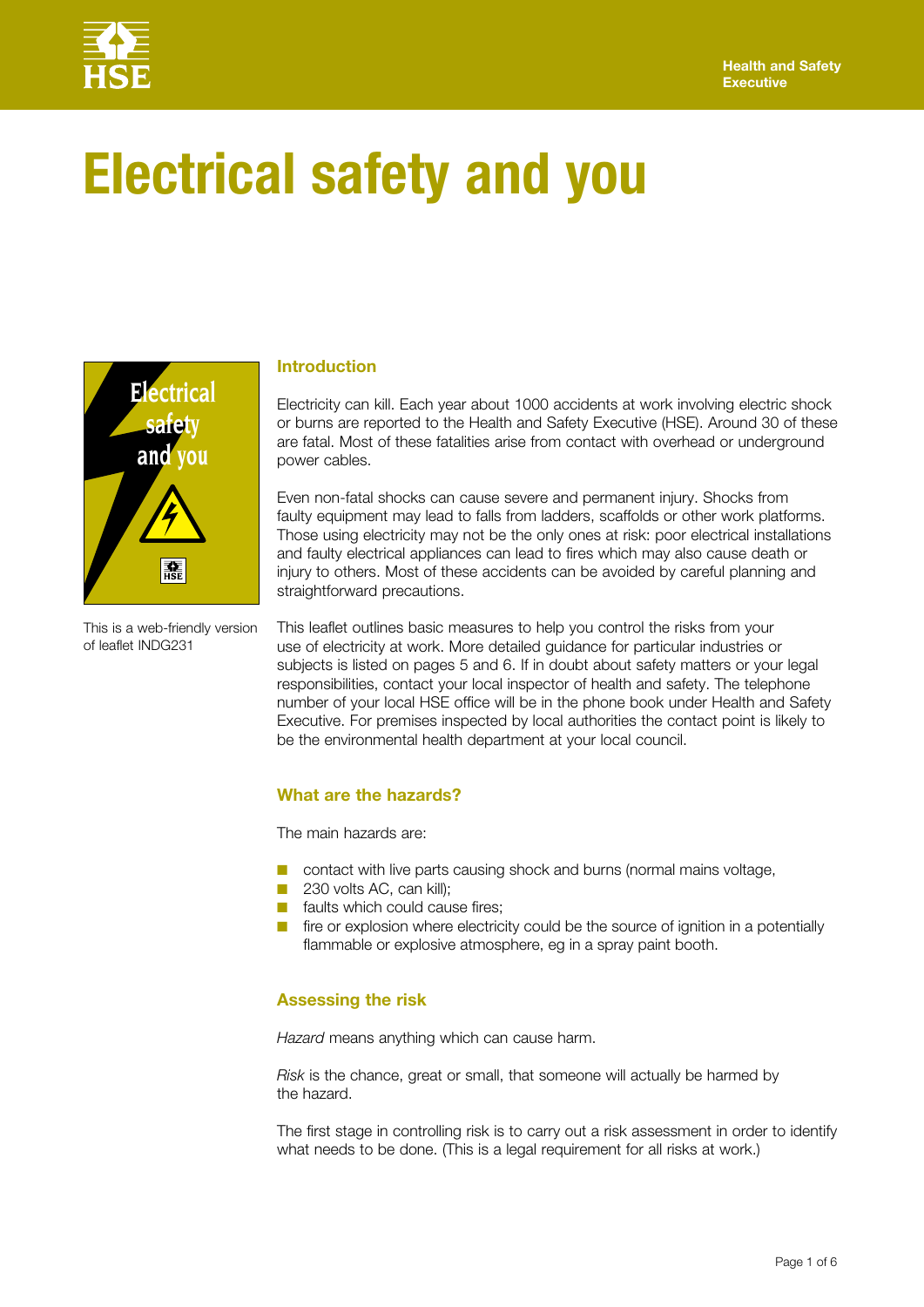# Electrical safety and you

This is a web-friendly version of leaflet INDG231

## Introduction

Electricity can kill. Each year about 1000 accidents at work involving electric shock or burns are reported to the Health and Safety Executive (HSE). Around 30 of these are fatal. Most of these fatalities arise from contact with overhead or underground power cables.

Even non-fatal shocks can cause severe and permanent injury. Shocks from faulty equipment may lead to falls from ladders, scaffolds or other work platforms. Those using electricity may not be the only ones at risk: poor electrical installations and faulty electrical appliances can lead to fires which may also cause death or injury to others. Most of these accidents can be avoided by careful planning and straightforward precautions.

This leaflet outlines basic measures to help you control the risks from your use of electricity at work. More detailed guidance for particular industries or subjects is listed on pages 5 and 6. If in doubt about safety matters or your legal responsibilities, contact your local inspector of health and safety. The telephone number of your local HSE office will be in the phone book under Health and Safety Executive. For premises inspected by local authorities the contact point is likely to be the environmental health department at your local council.

## What are the hazards?

The main hazards are:

- contact with live parts causing shock and burns (normal mains voltage,
- 230 volts AC, can kill);
- faults which could cause fires;
- fire or explosion where electricity could be the source of ignition in a potentially flammable or explosive atmosphere, eg in a spray paint booth.

## Assessing the risk

*Hazard* means anything which can cause harm.

*Risk* is the chance, great or small, that someone will actually be harmed by the hazard.

The first stage in controlling risk is to carry out a risk assessment in order to identify what needs to be done. (This is a legal requirement for all risks at work.)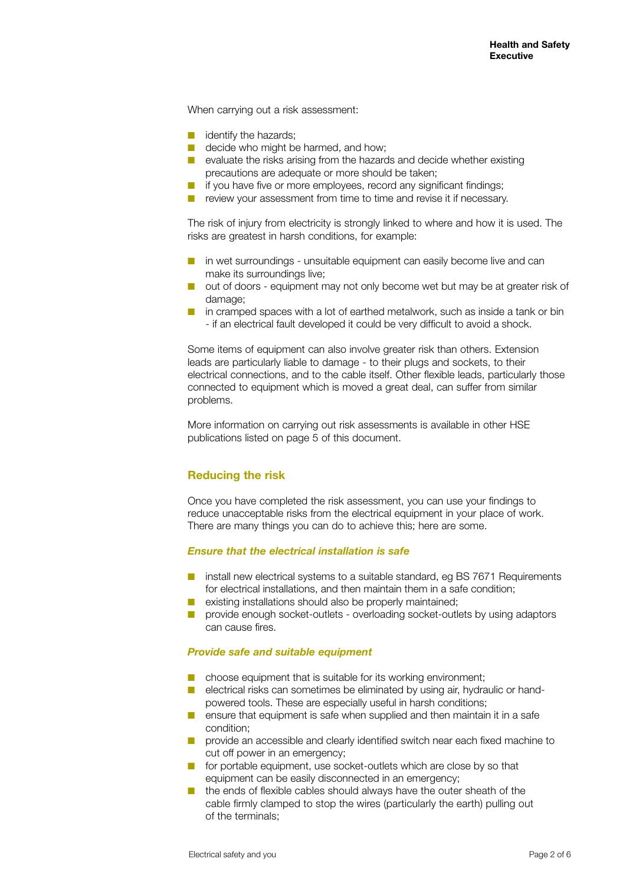When carrying out a risk assessment:

- identify the hazards;
- decide who might be harmed, and how;
- evaluate the risks arising from the hazards and decide whether existing precautions are adequate or more should be taken;
- if you have five or more employees, record any significant findings;
- review your assessment from time to time and revise it if necessary.

The risk of injury from electricity is strongly linked to where and how it is used. The risks are greatest in harsh conditions, for example:

- in wet surroundings - unsuitable equipment can easily become live and can make its surroundings live;
- out of doors - equipment may not only become wet but may be at greater risk of damage;
- in cramped spaces with a lot of earthed metalwork, such as inside a tank or bin - if an electrical fault developed it could be very difficult to avoid a shock.

Some items of equipment can also involve greater risk than others. Extension leads are particularly liable to damage - to their plugs and sockets, to their electrical connections, and to the cable itself. Other flexible leads, particularly those connected to equipment which is moved a great deal, can suffer from similar problems.

More information on carrying out risk assessments is available in other HSE publications listed on page 5 of this document.

## Reducing the risk

Once you have completed the risk assessment, you can use your findings to reduce unacceptable risks from the electrical equipment in your place of work. There are many things you can do to achieve this; here are some.

### *Ensure that the electrical installation is safe*

- install new electrical systems to a suitable standard, eg BS 7671 Requirements for electrical installations, and then maintain them in a safe condition;
- existing installations should also be properly maintained;
- provide enough socket-outlets - overloading socket-outlets by using adaptors can cause fires.

### *Provide safe and suitable equipment*

- choose equipment that is suitable for its working environment;
- electrical risks can sometimes be eliminated by using air, hydraulic or hand-powered tools. These are especially useful in harsh conditions;
- ensure that equipment is safe when supplied and then maintain it in a safe condition;
- provide an accessible and clearly identified switch near each fixed machine to cut off power in an emergency;
- for portable equipment, use socket-outlets which are close by so that equipment can be easily disconnected in an emergency;
- the ends of flexible cables should always have the outer sheath of the cable firmly clamped to stop the wires (particularly the earth) pulling out of the terminals;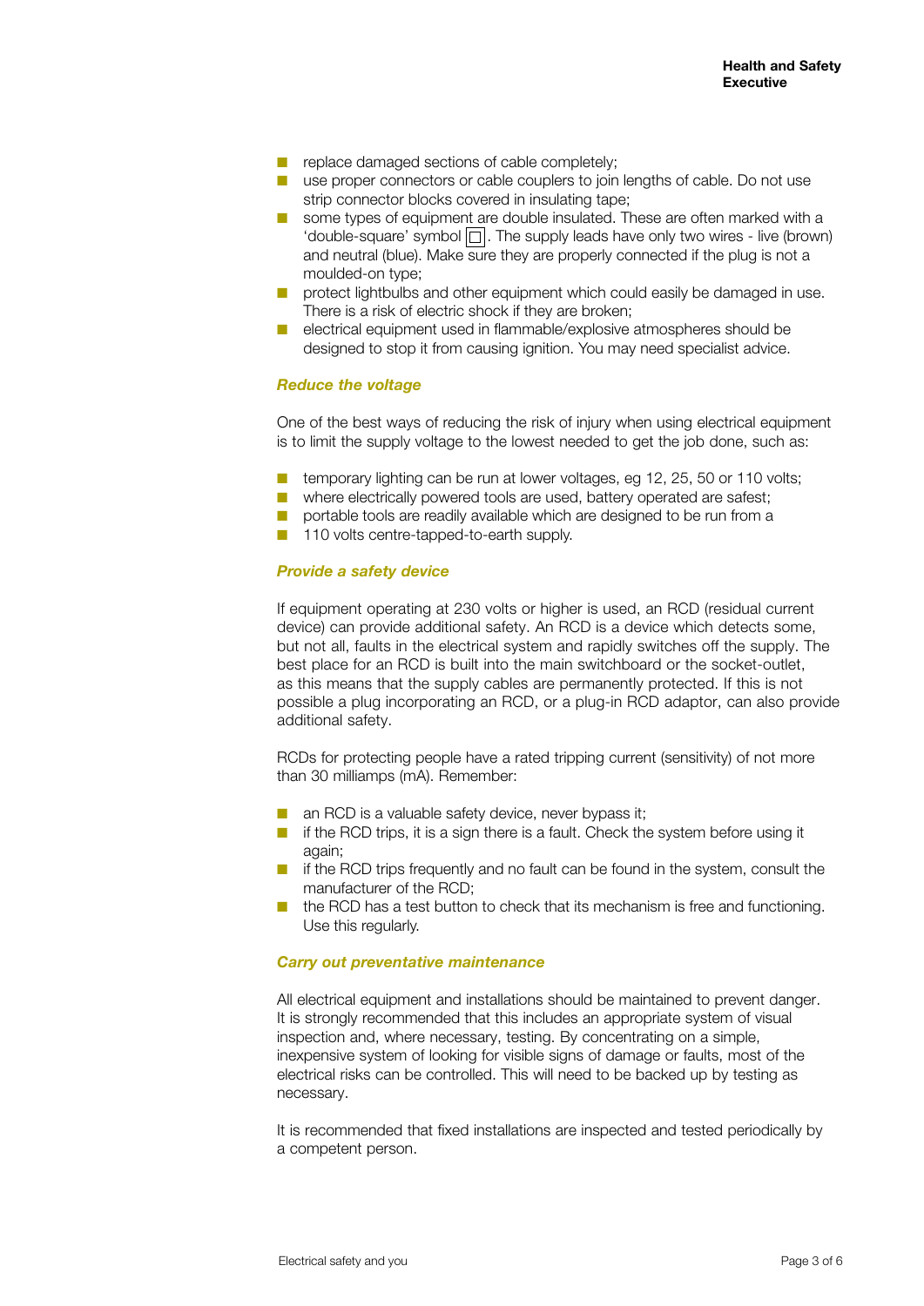- replace damaged sections of cable completely;
- use proper connectors or cable couplers to join lengths of cable. Do not use strip connector blocks covered in insulating tape;
- some types of equipment are double insulated. These are often marked with a 'double-square' symbol ⧈. The supply leads have only two wires - live (brown) and neutral (blue). Make sure they are properly connected if the plug is not a moulded-on type;
- protect lightbulbs and other equipment which could easily be damaged in use. There is a risk of electric shock if they are broken;
- electrical equipment used in flammable/explosive atmospheres should be designed to stop it from causing ignition. You may need specialist advice.

### *Reduce the voltage*

One of the best ways of reducing the risk of injury when using electrical equipment is to limit the supply voltage to the lowest needed to get the job done, such as:

- temporary lighting can be run at lower voltages, eg 12, 25, 50 or 110 volts;
- where electrically powered tools are used, battery operated are safest;
- portable tools are readily available which are designed to be run from a
- 110 volts centre-tapped-to-earth supply.

### *Provide a safety device*

If equipment operating at 230 volts or higher is used, an RCD (residual current device) can provide additional safety. An RCD is a device which detects some, but not all, faults in the electrical system and rapidly switches off the supply. The best place for an RCD is built into the main switchboard or the socket-outlet, as this means that the supply cables are permanently protected. If this is not possible a plug incorporating an RCD, or a plug-in RCD adaptor, can also provide additional safety.

RCDs for protecting people have a rated tripping current (sensitivity) of not more than 30 milliamps (mA). Remember:

- an RCD is a valuable safety device, never bypass it;
- if the RCD trips, it is a sign there is a fault. Check the system before using it again;
- if the RCD trips frequently and no fault can be found in the system, consult the manufacturer of the RCD;
- the RCD has a test button to check that its mechanism is free and functioning. Use this regularly.

### *Carry out preventative maintenance*

All electrical equipment and installations should be maintained to prevent danger. It is strongly recommended that this includes an appropriate system of visual inspection and, where necessary, testing. By concentrating on a simple, inexpensive system of looking for visible signs of damage or faults, most of the electrical risks can be controlled. This will need to be backed up by testing as necessary.

It is recommended that fixed installations are inspected and tested periodically by a competent person.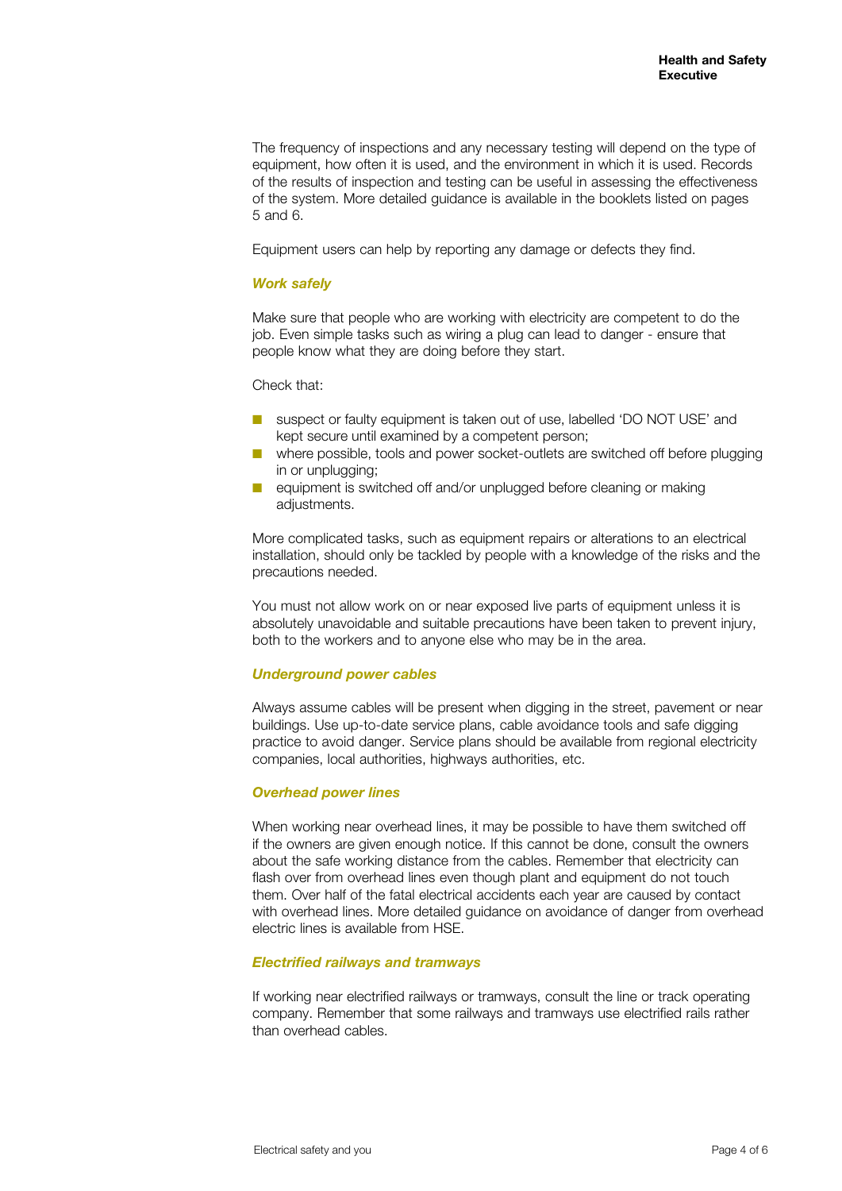The frequency of inspections and any necessary testing will depend on the type of equipment, how often it is used, and the environment in which it is used. Records of the results of inspection and testing can be useful in assessing the effectiveness of the system. More detailed guidance is available in the booklets listed on pages 5 and 6.

Equipment users can help by reporting any damage or defects they find.

### *Work safely*

Make sure that people who are working with electricity are competent to do the job. Even simple tasks such as wiring a plug can lead to danger - ensure that people know what they are doing before they start.

Check that:

- suspect or faulty equipment is taken out of use, labelled 'DO NOT USE' and kept secure until examined by a competent person;
- where possible, tools and power socket-outlets are switched off before plugging in or unplugging;
- equipment is switched off and/or unplugged before cleaning or making adjustments.

More complicated tasks, such as equipment repairs or alterations to an electrical installation, should only be tackled by people with a knowledge of the risks and the precautions needed.

You must not allow work on or near exposed live parts of equipment unless it is absolutely unavoidable and suitable precautions have been taken to prevent injury, both to the workers and to anyone else who may be in the area.

### *Underground power cables*

Always assume cables will be present when digging in the street, pavement or near buildings. Use up-to-date service plans, cable avoidance tools and safe digging practice to avoid danger. Service plans should be available from regional electricity companies, local authorities, highways authorities, etc.

### *Overhead power lines*

When working near overhead lines, it may be possible to have them switched off if the owners are given enough notice. If this cannot be done, consult the owners about the safe working distance from the cables. Remember that electricity can flash over from overhead lines even though plant and equipment do not touch them. Over half of the fatal electrical accidents each year are caused by contact with overhead lines. More detailed guidance on avoidance of danger from overhead electric lines is available from HSE.

### *Electrified railways and tramways*

If working near electrified railways or tramways, consult the line or track operating company. Remember that some railways and tramways use electrified rails rather than overhead cables.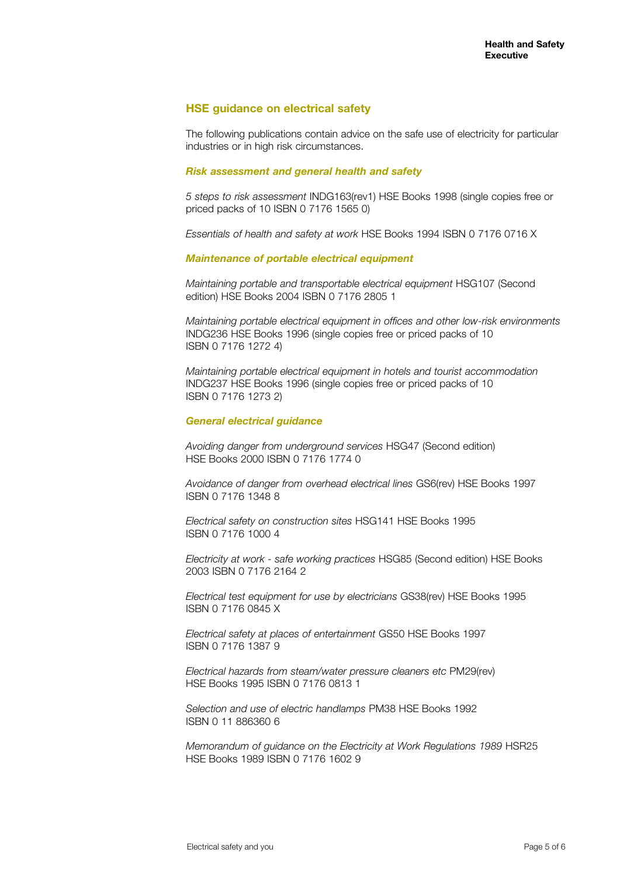## HSE guidance on electrical safety

The following publications contain advice on the safe use of electricity for particular industries or in high risk circumstances.

### *Risk assessment and general health and safety*

*5 steps to risk assessment* INDG163(rev1) HSE Books 1998 (single copies free or priced packs of 10 ISBN 0 7176 1565 0)

*Essentials of health and safety at work* HSE Books 1994 ISBN 0 7176 0716 X

### *Maintenance of portable electrical equipment*

*Maintaining portable and transportable electrical equipment* HSG107 (Second edition) HSE Books 2004 ISBN 0 7176 2805 1

*Maintaining portable electrical equipment in offices and other low-risk environments* INDG236 HSE Books 1996 (single copies free or priced packs of 10 ISBN 0 7176 1272 4)

*Maintaining portable electrical equipment in hotels and tourist accommodation* INDG237 HSE Books 1996 (single copies free or priced packs of 10 ISBN 0 7176 1273 2)

### *General electrical guidance*

*Avoiding danger from underground services* HSG47 (Second edition) HSE Books 2000 ISBN 0 7176 1774 0

*Avoidance of danger from overhead electrical lines* GS6(rev) HSE Books 1997 ISBN 0 7176 1348 8

*Electrical safety on construction sites* HSG141 HSE Books 1995 ISBN 0 7176 1000 4

*Electricity at work - safe working practices* HSG85 (Second edition) HSE Books 2003 ISBN 0 7176 2164 2

*Electrical test equipment for use by electricians* GS38(rev) HSE Books 1995 ISBN 0 7176 0845 X

*Electrical safety at places of entertainment* GS50 HSE Books 1997 ISBN 0 7176 1387 9

*Electrical hazards from steam/water pressure cleaners etc* PM29(rev) HSE Books 1995 ISBN 0 7176 0813 1

*Selection and use of electric handlamps* PM38 HSE Books 1992 ISBN 0 11 886360 6

*Memorandum of guidance on the Electricity at Work Regulations 1989* HSR25 HSE Books 1989 ISBN 0 7176 1602 9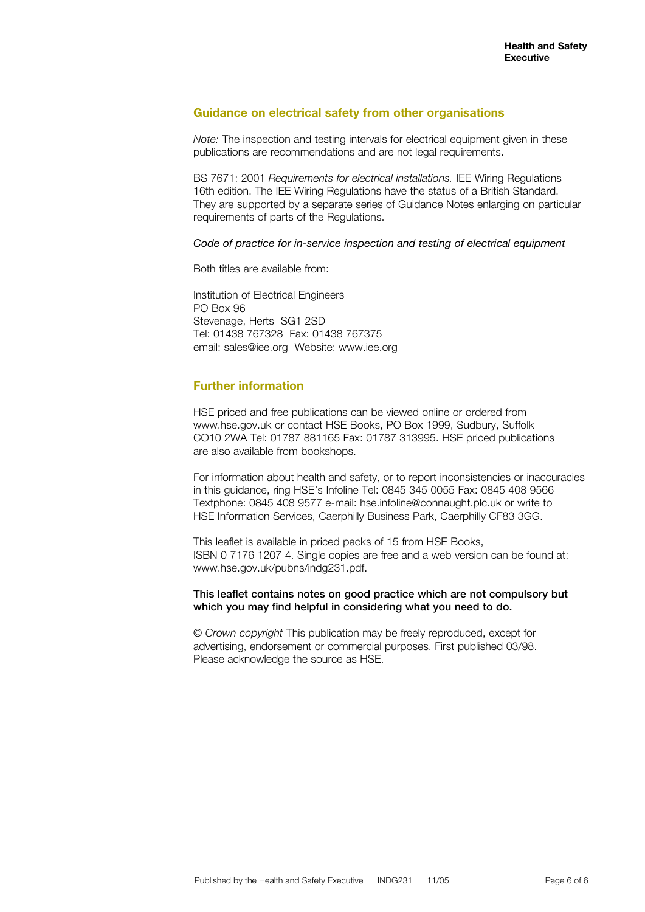## Guidance on electrical safety from other organisations

*Note:* The inspection and testing intervals for electrical equipment given in these publications are recommendations and are not legal requirements.

BS 7671: 2001 *Requirements for electrical installations.* IEE Wiring Regulations 16th edition. The IEE Wiring Regulations have the status of a British Standard. They are supported by a separate series of Guidance Notes enlarging on particular requirements of parts of the Regulations.

*Code of practice for in-service inspection and testing of electrical equipment*

Both titles are available from:

Institution of Electrical Engineers
PO Box 96
Stevenage, Herts SG1 2SD
Tel: 01438 767328 Fax: 01438 767375
email: sales@iee.org Website: www.iee.org

## Further information

HSE priced and free publications can be viewed online or ordered from www.hse.gov.uk or contact HSE Books, PO Box 1999, Sudbury, Suffolk CO10 2WA Tel: 01787 881165 Fax: 01787 313995. HSE priced publications are also available from bookshops.

For information about health and safety, or to report inconsistencies or inaccuracies in this guidance, ring HSE's Infoline Tel: 0845 345 0055 Fax: 0845 408 9566 Textphone: 0845 408 9577 e-mail: hse.infoline@connaught.plc.uk or write to HSE Information Services, Caerphilly Business Park, Caerphilly CF83 3GG.

This leaflet is available in priced packs of 15 from HSE Books, ISBN 0 7176 1207 4. Single copies are free and a web version can be found at: www.hse.gov.uk/pubns/indg231.pdf.

**This leaflet contains notes on good practice which are not compulsory but which you may find helpful in considering what you need to do.**

© *Crown copyright* This publication may be freely reproduced, except for advertising, endorsement or commercial purposes. First published 03/98. Please acknowledge the source as HSE.

Published by the Health and Safety Executive INDG231 11/05